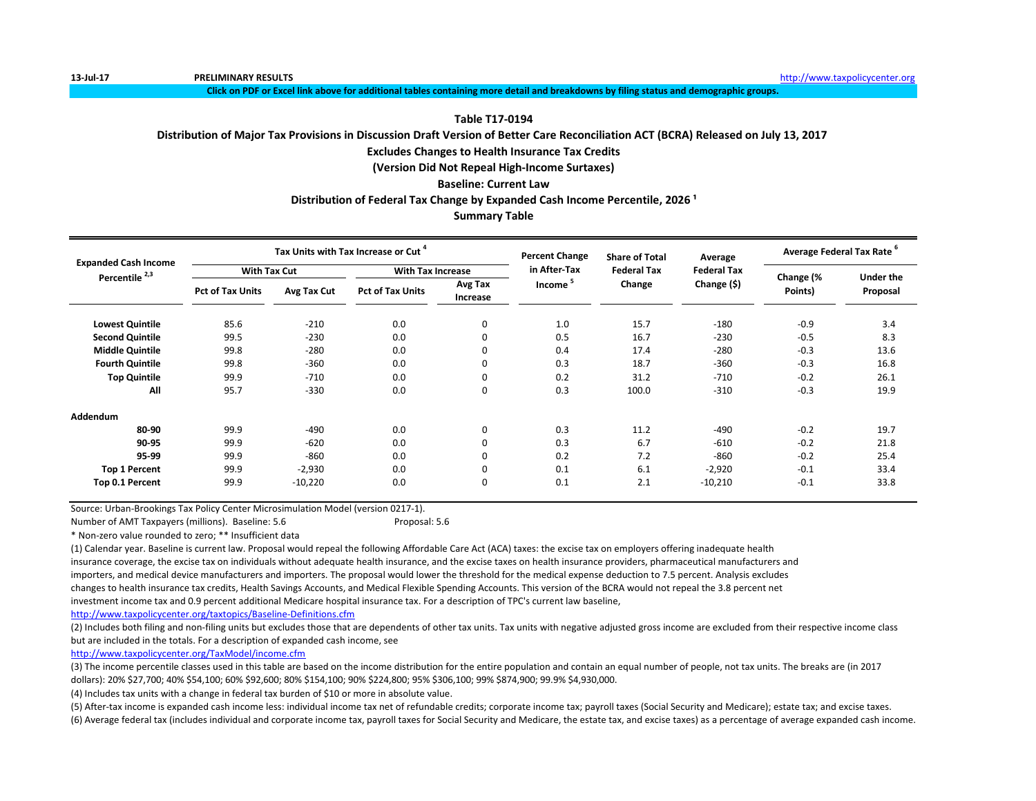13-Jul-17 PRELIMINARY RESULTS http://www.taxpolicycenter.org

Click on PDF or Excel link above for additional tables containing more detail and breakdowns by filing status and demographic groups.

## Table T17-0194

### Distribution of Major Tax Provisions in Discussion Draft Version of Better Care Reconciliation ACT (BCRA) Released on July 13, 2017

### Excludes Changes to Health Insurance Tax Credits

### (Version Did Not Repeal High-Income Surtaxes)

### Baseline: Current Law

### Distribution of Federal Tax Change by Expanded Cash Income Percentile, 2026 [1]

### Summary Table

| Expanded Cash Income Percentile [2,3] | Tax Units with Tax Increase or Cut [4] | | | | Percent Change in After-Tax Income [5] | Share of Total Federal Tax Change | Average Federal Tax Change ($) | Average Federal Tax Rate [6] | |
|---|---|---|---|---|---|---|---|---|---|
| | With Tax Cut | | With Tax Increase | | | | | | |
| | Pct of Tax Units | Avg Tax Cut | Pct of Tax Units | Avg Tax Increase | | | | Change (% Points) | Under the Proposal |
| **Lowest Quintile** | 85.6 | -210 | 0.0 | 0 | 1.0 | 15.7 | -180 | -0.9 | 3.4 |
| **Second Quintile** | 99.5 | -230 | 0.0 | 0 | 0.5 | 16.7 | -230 | -0.5 | 8.3 |
| **Middle Quintile** | 99.8 | -280 | 0.0 | 0 | 0.4 | 17.4 | -280 | -0.3 | 13.6 |
| **Fourth Quintile** | 99.8 | -360 | 0.0 | 0 | 0.3 | 18.7 | -360 | -0.3 | 16.8 |
| **Top Quintile** | 99.9 | -710 | 0.0 | 0 | 0.2 | 31.2 | -710 | -0.2 | 26.1 |
| **All** | 95.7 | -330 | 0.0 | 0 | 0.3 | 100.0 | -310 | -0.3 | 19.9 |
| **Addendum** | | | | | | | | | |
| **80-90** | 99.9 | -490 | 0.0 | 0 | 0.3 | 11.2 | -490 | -0.2 | 19.7 |
| **90-95** | 99.9 | -620 | 0.0 | 0 | 0.3 | 6.7 | -610 | -0.2 | 21.8 |
| **95-99** | 99.9 | -860 | 0.0 | 0 | 0.2 | 7.2 | -860 | -0.2 | 25.4 |
| **Top 1 Percent** | 99.9 | -2,930 | 0.0 | 0 | 0.1 | 6.1 | -2,920 | -0.1 | 33.4 |
| **Top 0.1 Percent** | 99.9 | -10,220 | 0.0 | 0 | 0.1 | 2.1 | -10,210 | -0.1 | 33.8 |

Source: Urban-Brookings Tax Policy Center Microsimulation Model (version 0217-1).

Number of AMT Taxpayers (millions). Baseline: 5.6 Proposal: 5.6

* Non-zero value rounded to zero; ** Insufficient data

(1) Calendar year. Baseline is current law. Proposal would repeal the following Affordable Care Act (ACA) taxes: the excise tax on employers offering inadequate health insurance coverage, the excise tax on individuals without adequate health insurance, and the excise taxes on health insurance providers, pharmaceutical manufacturers and importers, and medical device manufacturers and importers. The proposal would lower the threshold for the medical expense deduction to 7.5 percent. Analysis excludes changes to health insurance tax credits, Health Savings Accounts, and Medical Flexible Spending Accounts. This version of the BCRA would not repeal the 3.8 percent net investment income tax and 0.9 percent additional Medicare hospital insurance tax. For a description of TPC's current law baseline, http://www.taxpolicycenter.org/taxtopics/Baseline-Definitions.cfm

(2) Includes both filing and non-filing units but excludes those that are dependents of other tax units. Tax units with negative adjusted gross income are excluded from their respective income class but are included in the totals. For a description of expanded cash income, see http://www.taxpolicycenter.org/TaxModel/income.cfm

(3) The income percentile classes used in this table are based on the income distribution for the entire population and contain an equal number of people, not tax units. The breaks are (in 2017 dollars): 20% $27,700; 40% $54,100; 60% $92,600; 80% $154,100; 90% $224,800; 95% $306,100; 99% $874,900; 99.9% $4,930,000.

(4) Includes tax units with a change in federal tax burden of $10 or more in absolute value.

(5) After-tax income is expanded cash income less: individual income tax net of refundable credits; corporate income tax; payroll taxes (Social Security and Medicare); estate tax; and excise taxes.

(6) Average federal tax (includes individual and corporate income tax, payroll taxes for Social Security and Medicare, the estate tax, and excise taxes) as a percentage of average expanded cash income.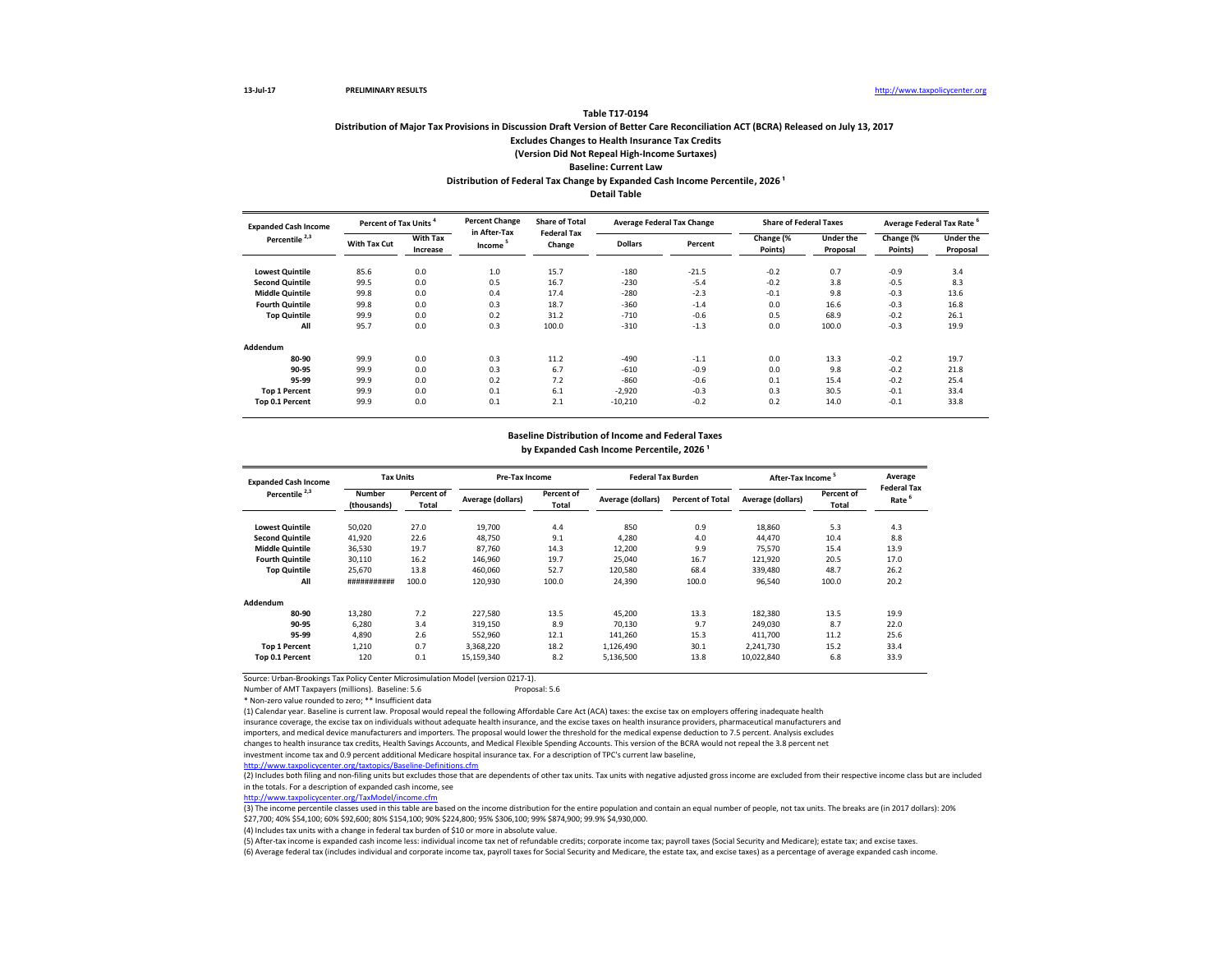**Table T17-0194**

**Distribution of Major Tax Provisions in Discussion Draft Version of Better Care Reconciliation ACT (BCRA) Released on July 13, 2017**

**Excludes Changes to Health Insurance Tax Credits**

**(Version Did Not Repeal High-Income Surtaxes)**

**Baseline: Current Law**

**Distribution of Federal Tax Change by Expanded Cash Income Percentile, 2026 [1]**

**Detail Table**

| Expanded Cash Income Percentile [2,3] | Percent of Tax Units [4] | | Percent Change in After-Tax Income [5] | Share of Total Federal Tax Change | Average Federal Tax Change | | Share of Federal Taxes | | Average Federal Tax Rate [6] | |
|---|---|---|---|---|---|---|---|---|---|---|
| | With Tax Cut | With Tax Increase | | | Dollars | Percent | Change (% Points) | Under the Proposal | Change (% Points) | Under the Proposal |
| Lowest Quintile | 85.6 | 0.0 | 1.0 | 15.7 | -180 | -21.5 | -0.2 | 0.7 | -0.9 | 3.4 |
| Second Quintile | 99.5 | 0.0 | 0.5 | 16.7 | -230 | -5.4 | -0.2 | 3.8 | -0.5 | 8.3 |
| Middle Quintile | 99.8 | 0.0 | 0.4 | 17.4 | -280 | -2.3 | -0.1 | 9.8 | -0.3 | 13.6 |
| Fourth Quintile | 99.8 | 0.0 | 0.3 | 18.7 | -360 | -1.4 | 0.0 | 16.6 | -0.3 | 16.8 |
| Top Quintile | 99.9 | 0.0 | 0.2 | 31.2 | -710 | -0.6 | 0.5 | 68.9 | -0.2 | 26.1 |
| All | 95.7 | 0.0 | 0.3 | 100.0 | -310 | -1.3 | 0.0 | 100.0 | -0.3 | 19.9 |
| **Addendum** | | | | | | | | | | |
| 80-90 | 99.9 | 0.0 | 0.3 | 11.2 | -490 | -1.1 | 0.0 | 13.3 | -0.2 | 19.7 |
| 90-95 | 99.9 | 0.0 | 0.3 | 6.7 | -610 | -0.9 | 0.0 | 9.8 | -0.2 | 21.8 |
| 95-99 | 99.9 | 0.0 | 0.2 | 7.2 | -860 | -0.6 | 0.1 | 15.4 | -0.2 | 25.4 |
| Top 1 Percent | 99.9 | 0.0 | 0.1 | 6.1 | -2,920 | -0.3 | 0.3 | 30.5 | -0.1 | 33.4 |
| Top 0.1 Percent | 99.9 | 0.0 | 0.1 | 2.1 | -10,210 | -0.2 | 0.2 | 14.0 | -0.1 | 33.8 |

**Baseline Distribution of Income and Federal Taxes by Expanded Cash Income Percentile, 2026 [1]**

| Expanded Cash Income Percentile [2,3] | Tax Units | | Pre-Tax Income | | Federal Tax Burden | | After-Tax Income [5] | | Average Federal Tax Rate [6] |
|---|---|---|---|---|---|---|---|---|---|
| | Number (thousands) | Percent of Total | Average (dollars) | Percent of Total | Average (dollars) | Percent of Total | Average (dollars) | Percent of Total | |
| Lowest Quintile | 50,020 | 27.0 | 19,700 | 4.4 | 850 | 0.9 | 18,860 | 5.3 | 4.3 |
| Second Quintile | 41,920 | 22.6 | 48,750 | 9.1 | 4,280 | 4.0 | 44,470 | 10.4 | 8.8 |
| Middle Quintile | 36,530 | 19.7 | 87,760 | 14.3 | 12,200 | 9.9 | 75,570 | 15.4 | 13.9 |
| Fourth Quintile | 30,110 | 16.2 | 146,960 | 19.7 | 25,040 | 16.7 | 121,920 | 20.5 | 17.0 |
| Top Quintile | 25,670 | 13.8 | 460,060 | 52.7 | 120,580 | 68.4 | 339,480 | 48.7 | 26.2 |
| All | ########### | 100.0 | 120,930 | 100.0 | 24,390 | 100.0 | 96,540 | 100.0 | 20.2 |
| **Addendum** | | | | | | | | | |
| 80-90 | 13,280 | 7.2 | 227,580 | 13.5 | 45,200 | 13.3 | 182,380 | 13.5 | 19.9 |
| 90-95 | 6,280 | 3.4 | 319,150 | 8.9 | 70,130 | 9.7 | 249,030 | 8.7 | 22.0 |
| 95-99 | 4,890 | 2.6 | 552,960 | 12.1 | 141,260 | 15.3 | 411,700 | 11.2 | 25.6 |
| Top 1 Percent | 1,210 | 0.7 | 3,368,220 | 18.2 | 1,126,490 | 30.1 | 2,241,730 | 15.2 | 33.4 |
| Top 0.1 Percent | 120 | 0.1 | 15,159,340 | 8.2 | 5,136,500 | 13.8 | 10,022,840 | 6.8 | 33.9 |

Source: Urban-Brookings Tax Policy Center Microsimulation Model (version 0217-1).

Number of AMT Taxpayers (millions). Baseline: 5.6 Proposal: 5.6

* Non-zero value rounded to zero; ** Insufficient data

(1) Calendar year. Baseline is current law. Proposal would repeal the following Affordable Care Act (ACA) taxes: the excise tax on employers offering inadequate health insurance coverage, the excise tax on individuals without adequate health insurance, and the excise taxes on health insurance providers, pharmaceutical manufacturers and importers, and medical device manufacturers and importers. The proposal would lower the threshold for the medical expense deduction to 7.5 percent. Analysis excludes changes to health insurance tax credits, Health Savings Accounts, and Medical Flexible Spending Accounts. This version of the BCRA would not repeal the 3.8 percent net investment income tax and 0.9 percent additional Medicare hospital insurance tax. For a description of TPC's current law baseline, http://www.taxpolicycenter.org/taxtopics/Baseline-Definitions.cfm

(2) Includes both filing and non-filing units but excludes those that are dependents of other tax units. Tax units with negative adjusted gross income are excluded from their respective income class but are included in the totals. For a description of expanded cash income, see http://www.taxpolicycenter.org/TaxModel/income.cfm

(3) The income percentile classes used in this table are based on the income distribution for the entire population and contain an equal number of people, not tax units. The breaks are (in 2017 dollars): 20% $27,700; 40% $54,100; 60% $92,600; 80% $154,100; 90% $224,800; 95% $306,100; 99% $874,900; 99.9% $4,930,000.

(4) Includes tax units with a change in federal tax burden of $10 or more in absolute value.

(5) After-tax income is expanded cash income less: individual income tax net of refundable credits; corporate income tax; payroll taxes (Social Security and Medicare); estate tax; and excise taxes.

(6) Average federal tax (includes individual and corporate income tax, payroll taxes for Social Security and Medicare, the estate tax, and excise taxes) as a percentage of average expanded cash income.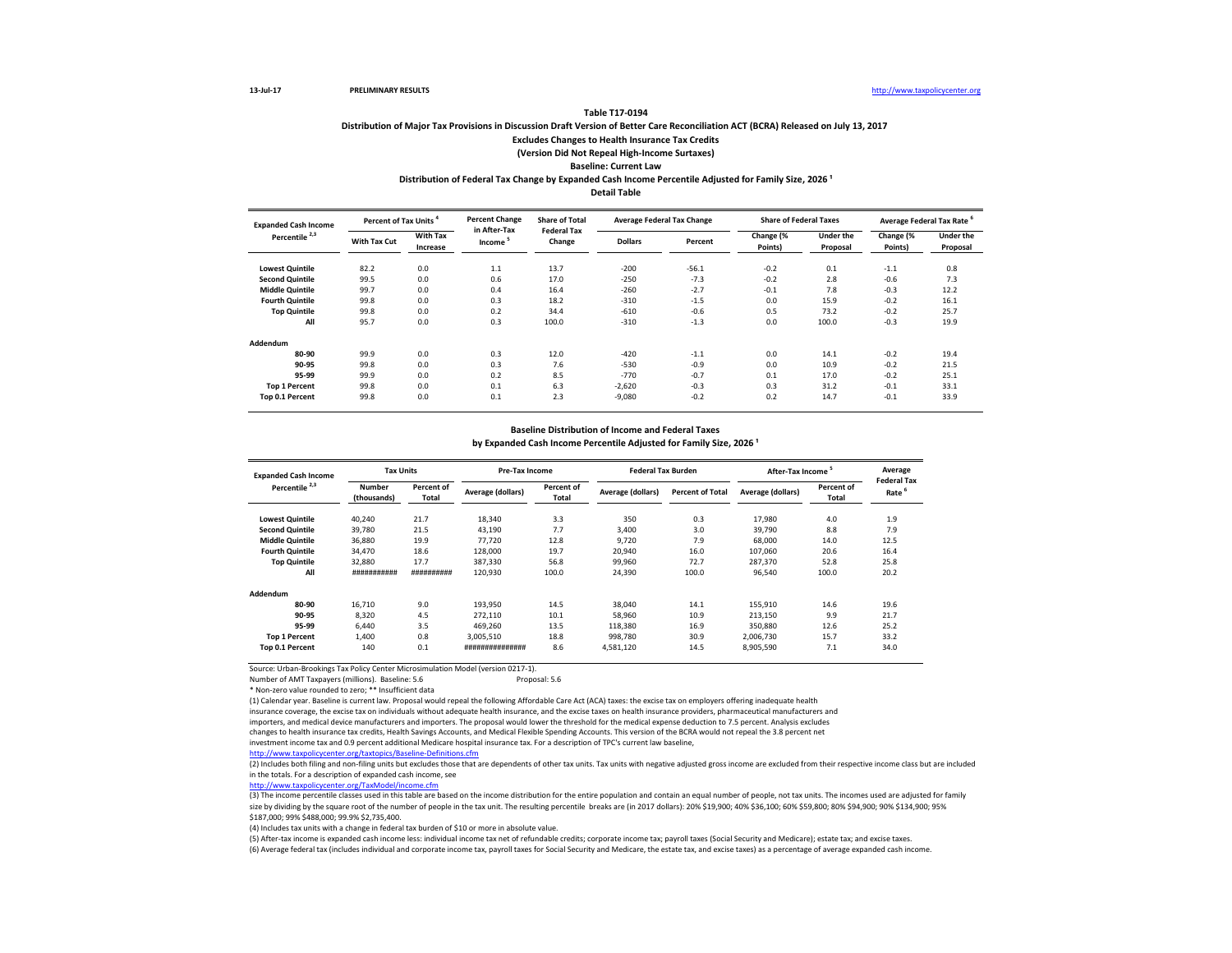13-Jul-17 **PRELIMINARY RESULTS** http://www.taxpolicycenter.org

**Table T17-0194**

**Distribution of Major Tax Provisions in Discussion Draft Version of Better Care Reconciliation ACT (BCRA) Released on July 13, 2017**

**Excludes Changes to Health Insurance Tax Credits**

**(Version Did Not Repeal High-Income Surtaxes)**

**Baseline: Current Law**

**Distribution of Federal Tax Change by Expanded Cash Income Percentile Adjusted for Family Size, 2026 [1]**

**Detail Table**

| Expanded Cash Income Percentile [2,3] | Percent of Tax Units [4] | | Percent Change in After-Tax Income [5] | Share of Total Federal Tax Change | Average Federal Tax Change | | Share of Federal Taxes | | Average Federal Tax Rate [6] | |
|---|---|---|---|---|---|---|---|---|---|---|
| | With Tax Cut | With Tax Increase | | | Dollars | Percent | Change (% Points) | Under the Proposal | Change (% Points) | Under the Proposal |
| Lowest Quintile | 82.2 | 0.0 | 1.1 | 13.7 | -200 | -56.1 | -0.2 | 0.1 | -1.1 | 0.8 |
| Second Quintile | 99.5 | 0.0 | 0.6 | 17.0 | -250 | -7.3 | -0.2 | 2.8 | -0.6 | 7.3 |
| Middle Quintile | 99.7 | 0.0 | 0.4 | 16.4 | -260 | -2.7 | -0.1 | 7.8 | -0.3 | 12.2 |
| Fourth Quintile | 99.8 | 0.0 | 0.3 | 18.2 | -310 | -1.5 | 0.0 | 15.9 | -0.2 | 16.1 |
| Top Quintile | 99.8 | 0.0 | 0.2 | 34.4 | -610 | -0.6 | 0.5 | 73.2 | -0.2 | 25.7 |
| All | 95.7 | 0.0 | 0.3 | 100.0 | -310 | -1.3 | 0.0 | 100.0 | -0.3 | 19.9 |
| **Addendum** | | | | | | | | | | |
| 80-90 | 99.9 | 0.0 | 0.3 | 12.0 | -420 | -1.1 | 0.0 | 14.1 | -0.2 | 19.4 |
| 90-95 | 99.8 | 0.0 | 0.3 | 7.6 | -530 | -0.9 | 0.0 | 10.9 | -0.2 | 21.5 |
| 95-99 | 99.9 | 0.0 | 0.2 | 8.5 | -770 | -0.7 | 0.1 | 17.0 | -0.2 | 25.1 |
| Top 1 Percent | 99.8 | 0.0 | 0.1 | 6.3 | -2,620 | -0.3 | 0.3 | 31.2 | -0.1 | 33.1 |
| Top 0.1 Percent | 99.8 | 0.0 | 0.1 | 2.3 | -9,080 | -0.2 | 0.2 | 14.7 | -0.1 | 33.9 |

**Baseline Distribution of Income and Federal Taxes**

**by Expanded Cash Income Percentile Adjusted for Family Size, 2026 [1]**

| Expanded Cash Income Percentile [2,3] | Tax Units | | Pre-Tax Income | | Federal Tax Burden | | After-Tax Income [5] | | Average Federal Tax Rate [6] |
|---|---|---|---|---|---|---|---|---|---|
| | Number (thousands) | Percent of Total | Average (dollars) | Percent of Total | Average (dollars) | Percent of Total | Average (dollars) | Percent of Total | |
| Lowest Quintile | 40,240 | 21.7 | 18,340 | 3.3 | 350 | 0.3 | 17,980 | 4.0 | 1.9 |
| Second Quintile | 39,780 | 21.5 | 43,190 | 7.7 | 3,400 | 3.0 | 39,790 | 8.8 | 7.9 |
| Middle Quintile | 36,880 | 19.9 | 77,720 | 12.8 | 9,720 | 7.9 | 68,000 | 14.0 | 12.5 |
| Fourth Quintile | 34,470 | 18.6 | 128,000 | 19.7 | 20,940 | 16.0 | 107,060 | 20.6 | 16.4 |
| Top Quintile | 32,880 | 17.7 | 387,330 | 56.8 | 99,960 | 72.7 | 287,370 | 52.8 | 25.8 |
| All | ########### | ########## | 120,930 | 100.0 | 24,390 | 100.0 | 96,540 | 100.0 | 20.2 |
| **Addendum** | | | | | | | | | |
| 80-90 | 16,710 | 9.0 | 193,950 | 14.5 | 38,040 | 14.1 | 155,910 | 14.6 | 19.6 |
| 90-95 | 8,320 | 4.5 | 272,110 | 10.1 | 58,960 | 10.9 | 213,150 | 9.9 | 21.7 |
| 95-99 | 6,440 | 3.5 | 469,260 | 13.5 | 118,380 | 16.9 | 350,880 | 12.6 | 25.2 |
| Top 1 Percent | 1,400 | 0.8 | 3,005,510 | 18.8 | 998,780 | 30.9 | 2,006,730 | 15.7 | 33.2 |
| Top 0.1 Percent | 140 | 0.1 | ############### | 8.6 | 4,581,120 | 14.5 | 8,905,590 | 7.1 | 34.0 |

Source: Urban-Brookings Tax Policy Center Microsimulation Model (version 0217-1).

Number of AMT Taxpayers (millions). Baseline: 5.6 Proposal: 5.6

* Non-zero value rounded to zero; ** Insufficient data

(1) Calendar year. Baseline is current law. Proposal would repeal the following Affordable Care Act (ACA) taxes: the excise tax on employers offering inadequate health insurance coverage, the excise tax on individuals without adequate health insurance, and the excise taxes on health insurance providers, pharmaceutical manufacturers and importers, and medical device manufacturers and importers. The proposal would lower the threshold for the medical expense deduction to 7.5 percent. Analysis excludes changes to health insurance tax credits, Health Savings Accounts, and Medical Flexible Spending Accounts. This version of the BCRA would not repeal the 3.8 percent net investment income tax and 0.9 percent additional Medicare hospital insurance tax. For a description of TPC's current law baseline, http://www.taxpolicycenter.org/taxtopics/Baseline-Definitions.cfm

(2) Includes both filing and non-filing units but excludes those that are dependents of other tax units. Tax units with negative adjusted gross income are excluded from their respective income class but are included in the totals. For a description of expanded cash income, see http://www.taxpolicycenter.org/TaxModel/income.cfm

(3) The income percentile classes used in this table are based on the income distribution for the entire population and contain an equal number of people, not tax units. The incomes used are adjusted for family size by dividing by the square root of the number of people in the tax unit. The resulting percentile breaks are (in 2017 dollars): 20% $19,900; 40% $36,100; 60% $59,800; 80% $94,900; 90% $134,900; 95% $187,000; 99% $488,000; 99.9% $2,735,400.

(4) Includes tax units with a change in federal tax burden of $10 or more in absolute value.

(5) After-tax income is expanded cash income less: individual income tax net of refundable credits; corporate income tax; payroll taxes (Social Security and Medicare); estate tax; and excise taxes.

(6) Average federal tax (includes individual and corporate income tax, payroll taxes for Social Security and Medicare, the estate tax, and excise taxes) as a percentage of average expanded cash income.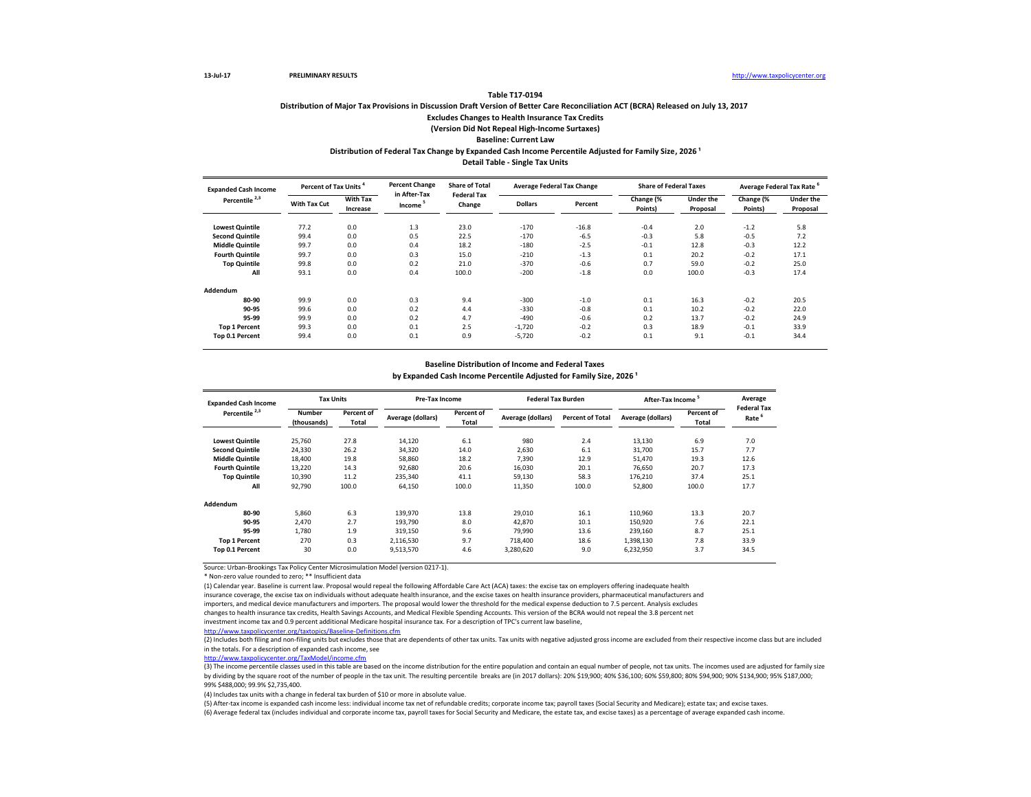Table T17-0194

Distribution of Major Tax Provisions in Discussion Draft Version of Better Care Reconciliation ACT (BCRA) Released on July 13, 2017

Excludes Changes to Health Insurance Tax Credits

(Version Did Not Repeal High-Income Surtaxes)

Baseline: Current Law

Distribution of Federal Tax Change by Expanded Cash Income Percentile Adjusted for Family Size, 2026 [1]

Detail Table - Single Tax Units

| Expanded Cash Income Percentile [2,3] | Percent of Tax Units [4] | | Percent Change in After-Tax Income [5] | Share of Total Federal Tax Change | Average Federal Tax Change | | Share of Federal Taxes | | Average Federal Tax Rate [6] | |
|---|---|---|---|---|---|---|---|---|---|---|
| | With Tax Cut | With Tax Increase | | | Dollars | Percent | Change (% Points) | Under the Proposal | Change (% Points) | Under the Proposal |
| Lowest Quintile | 77.2 | 0.0 | 1.3 | 23.0 | -170 | -16.8 | -0.4 | 2.0 | -1.2 | 5.8 |
| Second Quintile | 99.4 | 0.0 | 0.5 | 22.5 | -170 | -6.5 | -0.3 | 5.8 | -0.5 | 7.2 |
| Middle Quintile | 99.7 | 0.0 | 0.4 | 18.2 | -180 | -2.5 | -0.1 | 12.8 | -0.3 | 12.2 |
| Fourth Quintile | 99.7 | 0.0 | 0.3 | 15.0 | -210 | -1.3 | 0.1 | 20.2 | -0.2 | 17.1 |
| Top Quintile | 99.8 | 0.0 | 0.2 | 21.0 | -370 | -0.6 | 0.7 | 59.0 | -0.2 | 25.0 |
| All | 93.1 | 0.0 | 0.4 | 100.0 | -200 | -1.8 | 0.0 | 100.0 | -0.3 | 17.4 |
| Addendum | | | | | | | | | | |
| 80-90 | 99.9 | 0.0 | 0.3 | 9.4 | -300 | -1.0 | 0.1 | 16.3 | -0.2 | 20.5 |
| 90-95 | 99.6 | 0.0 | 0.2 | 4.4 | -330 | -0.8 | 0.1 | 10.2 | -0.2 | 22.0 |
| 95-99 | 99.9 | 0.0 | 0.2 | 4.7 | -490 | -0.6 | 0.2 | 13.7 | -0.2 | 24.9 |
| Top 1 Percent | 99.3 | 0.0 | 0.1 | 2.5 | -1,720 | -0.2 | 0.3 | 18.9 | -0.1 | 33.9 |
| Top 0.1 Percent | 99.4 | 0.0 | 0.1 | 0.9 | -5,720 | -0.2 | 0.1 | 9.1 | -0.1 | 34.4 |

Baseline Distribution of Income and Federal Taxes

by Expanded Cash Income Percentile Adjusted for Family Size, 2026 [1]

| Expanded Cash Income Percentile [2,3] | Tax Units | | Pre-Tax Income | | Federal Tax Burden | | After-Tax Income [5] | | Average Federal Tax Rate [6] |
|---|---|---|---|---|---|---|---|---|---|
| | Number (thousands) | Percent of Total | Average (dollars) | Percent of Total | Average (dollars) | Percent of Total | Average (dollars) | Percent of Total | |
| Lowest Quintile | 25,760 | 27.8 | 14,120 | 6.1 | 980 | 2.4 | 13,130 | 6.9 | 7.0 |
| Second Quintile | 24,330 | 26.2 | 34,320 | 14.0 | 2,630 | 6.1 | 31,700 | 15.7 | 7.7 |
| Middle Quintile | 18,400 | 19.8 | 58,860 | 18.2 | 7,390 | 12.9 | 51,470 | 19.3 | 12.6 |
| Fourth Quintile | 13,220 | 14.3 | 92,680 | 20.6 | 16,030 | 20.1 | 76,650 | 20.7 | 17.3 |
| Top Quintile | 10,390 | 11.2 | 235,340 | 41.1 | 59,130 | 58.3 | 176,210 | 37.4 | 25.1 |
| All | 92,790 | 100.0 | 64,150 | 100.0 | 11,350 | 100.0 | 52,800 | 100.0 | 17.7 |
| Addendum | | | | | | | | | |
| 80-90 | 5,860 | 6.3 | 139,970 | 13.8 | 29,010 | 16.1 | 110,960 | 13.3 | 20.7 |
| 90-95 | 2,470 | 2.7 | 193,790 | 8.0 | 42,870 | 10.1 | 150,920 | 7.6 | 22.1 |
| 95-99 | 1,780 | 1.9 | 319,150 | 9.6 | 79,990 | 13.6 | 239,160 | 8.7 | 25.1 |
| Top 1 Percent | 270 | 0.3 | 2,116,530 | 9.7 | 718,400 | 18.6 | 1,398,130 | 7.8 | 33.9 |
| Top 0.1 Percent | 30 | 0.0 | 9,513,570 | 4.6 | 3,280,620 | 9.0 | 6,232,950 | 3.7 | 34.5 |

Source: Urban-Brookings Tax Policy Center Microsimulation Model (version 0217-1).

* Non-zero value rounded to zero; ** Insufficient data

(1) Calendar year. Baseline is current law. Proposal would repeal the following Affordable Care Act (ACA) taxes: the excise tax on employers offering inadequate health insurance coverage, the excise tax on individuals without adequate health insurance, and the excise taxes on health insurance providers, pharmaceutical manufacturers and importers, and medical device manufacturers and importers. The proposal would lower the threshold for the medical expense deduction to 7.5 percent. Analysis excludes changes to health insurance tax credits, Health Savings Accounts, and Medical Flexible Spending Accounts. This version of the BCRA would not repeal the 3.8 percent net investment income tax and 0.9 percent additional Medicare hospital insurance tax. For a description of TPC's current law baseline,
http://www.taxpolicycenter.org/taxtopics/Baseline-Definitions.cfm

(2) Includes both filing and non-filing units but excludes those that are dependents of other tax units. Tax units with negative adjusted gross income are excluded from their respective income class but are included in the totals. For a description of expanded cash income, see
http://www.taxpolicycenter.org/TaxModel/income.cfm

(3) The income percentile classes used in this table are based on the income distribution for the entire population and contain an equal number of people, not tax units. The incomes used are adjusted for family size by dividing by the square root of the number of people in the tax unit. The resulting percentile breaks are (in 2017 dollars): 20% $19,900; 40% $36,100; 60% $59,800; 80% $94,900; 90% $134,900; 95% $187,000; 99% $488,000; 99.9% $2,735,400.

(4) Includes tax units with a change in federal tax burden of $10 or more in absolute value.

(5) After-tax income is expanded cash income less: individual income tax net of refundable credits; corporate income tax; payroll taxes (Social Security and Medicare); estate tax; and excise taxes.

(6) Average federal tax (includes individual and corporate income tax, payroll taxes for Social Security and Medicare, the estate tax, and excise taxes) as a percentage of average expanded cash income.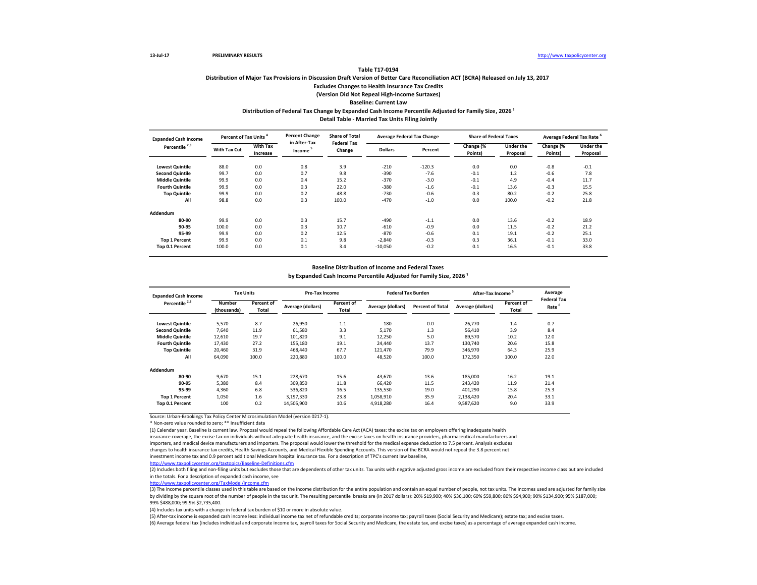**Table T17-0194**

**Distribution of Major Tax Provisions in Discussion Draft Version of Better Care Reconciliation ACT (BCRA) Released on July 13, 2017**

**Excludes Changes to Health Insurance Tax Credits**

**(Version Did Not Repeal High-Income Surtaxes)**

**Baseline: Current Law**

**Distribution of Federal Tax Change by Expanded Cash Income Percentile Adjusted for Family Size, 2026 [1]**

**Detail Table - Married Tax Units Filing Jointly**

| Expanded Cash Income Percentile [2,3] | Percent of Tax Units [4] | | Percent Change in After-Tax Income [5] | Share of Total Federal Tax Change | Average Federal Tax Change | | Share of Federal Taxes | | Average Federal Tax Rate [6] | |
|---|---|---|---|---|---|---|---|---|---|---|
| | With Tax Cut | With Tax Increase | | | Dollars | Percent | Change (% Points) | Under the Proposal | Change (% Points) | Under the Proposal |
| Lowest Quintile | 88.0 | 0.0 | 0.8 | 3.9 | -210 | -120.3 | 0.0 | 0.0 | -0.8 | -0.1 |
| Second Quintile | 99.7 | 0.0 | 0.7 | 9.8 | -390 | -7.6 | -0.1 | 1.2 | -0.6 | 7.8 |
| Middle Quintile | 99.9 | 0.0 | 0.4 | 15.2 | -370 | -3.0 | -0.1 | 4.9 | -0.4 | 11.7 |
| Fourth Quintile | 99.9 | 0.0 | 0.3 | 22.0 | -380 | -1.6 | -0.1 | 13.6 | -0.3 | 15.5 |
| Top Quintile | 99.9 | 0.0 | 0.2 | 48.8 | -730 | -0.6 | 0.3 | 80.2 | -0.2 | 25.8 |
| All | 98.8 | 0.0 | 0.3 | 100.0 | -470 | -1.0 | 0.0 | 100.0 | -0.2 | 21.8 |
| **Addendum** | | | | | | | | | | |
| 80-90 | 99.9 | 0.0 | 0.3 | 15.7 | -490 | -1.1 | 0.0 | 13.6 | -0.2 | 18.9 |
| 90-95 | 100.0 | 0.0 | 0.3 | 10.7 | -610 | -0.9 | 0.0 | 11.5 | -0.2 | 21.2 |
| 95-99 | 99.9 | 0.0 | 0.2 | 12.5 | -870 | -0.6 | 0.1 | 19.1 | -0.2 | 25.1 |
| Top 1 Percent | 99.9 | 0.0 | 0.1 | 9.8 | -2,840 | -0.3 | 0.3 | 36.1 | -0.1 | 33.0 |
| Top 0.1 Percent | 100.0 | 0.0 | 0.1 | 3.4 | -10,050 | -0.2 | 0.1 | 16.5 | -0.1 | 33.8 |

**Baseline Distribution of Income and Federal Taxes**

**by Expanded Cash Income Percentile Adjusted for Family Size, 2026 [1]**

| Expanded Cash Income Percentile [2,3] | Tax Units | | Pre-Tax Income | | Federal Tax Burden | | After-Tax Income [5] | | Average Federal Tax Rate [6] |
|---|---|---|---|---|---|---|---|---|---|
| | Number (thousands) | Percent of Total | Average (dollars) | Percent of Total | Average (dollars) | Percent of Total | Average (dollars) | Percent of Total | |
| Lowest Quintile | 5,570 | 8.7 | 26,950 | 1.1 | 180 | 0.0 | 26,770 | 1.4 | 0.7 |
| Second Quintile | 7,640 | 11.9 | 61,580 | 3.3 | 5,170 | 1.3 | 56,410 | 3.9 | 8.4 |
| Middle Quintile | 12,610 | 19.7 | 101,820 | 9.1 | 12,250 | 5.0 | 89,570 | 10.2 | 12.0 |
| Fourth Quintile | 17,430 | 27.2 | 155,180 | 19.1 | 24,440 | 13.7 | 130,740 | 20.6 | 15.8 |
| Top Quintile | 20,460 | 31.9 | 468,440 | 67.7 | 121,470 | 79.9 | 346,970 | 64.3 | 25.9 |
| All | 64,090 | 100.0 | 220,880 | 100.0 | 48,520 | 100.0 | 172,350 | 100.0 | 22.0 |
| **Addendum** | | | | | | | | | |
| 80-90 | 9,670 | 15.1 | 228,670 | 15.6 | 43,670 | 13.6 | 185,000 | 16.2 | 19.1 |
| 90-95 | 5,380 | 8.4 | 309,850 | 11.8 | 66,420 | 11.5 | 243,420 | 11.9 | 21.4 |
| 95-99 | 4,360 | 6.8 | 536,820 | 16.5 | 135,530 | 19.0 | 401,290 | 15.8 | 25.3 |
| Top 1 Percent | 1,050 | 1.6 | 3,197,330 | 23.8 | 1,058,910 | 35.9 | 2,138,420 | 20.4 | 33.1 |
| Top 0.1 Percent | 100 | 0.2 | 14,505,900 | 10.6 | 4,918,280 | 16.4 | 9,587,620 | 9.0 | 33.9 |

Source: Urban-Brookings Tax Policy Center Microsimulation Model (version 0217-1).

* Non-zero value rounded to zero; ** Insufficient data

(1) Calendar year. Baseline is current law. Proposal would repeal the following Affordable Care Act (ACA) taxes: the excise tax on employers offering inadequate health insurance coverage, the excise tax on individuals without adequate health insurance, and the excise taxes on health insurance providers, pharmaceutical manufacturers and importers, and medical device manufacturers and importers. The proposal would lower the threshold for the medical expense deduction to 7.5 percent. Analysis excludes changes to health insurance tax credits, Health Savings Accounts, and Medical Flexible Spending Accounts. This version of the BCRA would not repeal the 3.8 percent net investment income tax and 0.9 percent additional Medicare hospital insurance tax. For a description of TPC's current law baseline,
http://www.taxpolicycenter.org/taxtopics/Baseline-Definitions.cfm

(2) Includes both filing and non-filing units but excludes those that are dependents of other tax units. Tax units with negative adjusted gross income are excluded from their respective income class but are included in the totals. For a description of expanded cash income, see
http://www.taxpolicycenter.org/TaxModel/income.cfm

(3) The income percentile classes used in this table are based on the income distribution for the entire population and contain an equal number of people, not tax units. The incomes used are adjusted for family size by dividing by the square root of the number of people in the tax unit. The resulting percentile breaks are (in 2017 dollars): 20% $19,900; 40% $36,100; 60% $59,800; 80% $94,900; 90% $134,900; 95% $187,000; 99% $488,000; 99.9% $2,735,400.

(4) Includes tax units with a change in federal tax burden of $10 or more in absolute value.

(5) After-tax income is expanded cash income less: individual income tax net of refundable credits; corporate income tax; payroll taxes (Social Security and Medicare); estate tax; and excise taxes.

(6) Average federal tax (includes individual and corporate income tax, payroll taxes for Social Security and Medicare, the estate tax, and excise taxes) as a percentage of average expanded cash income.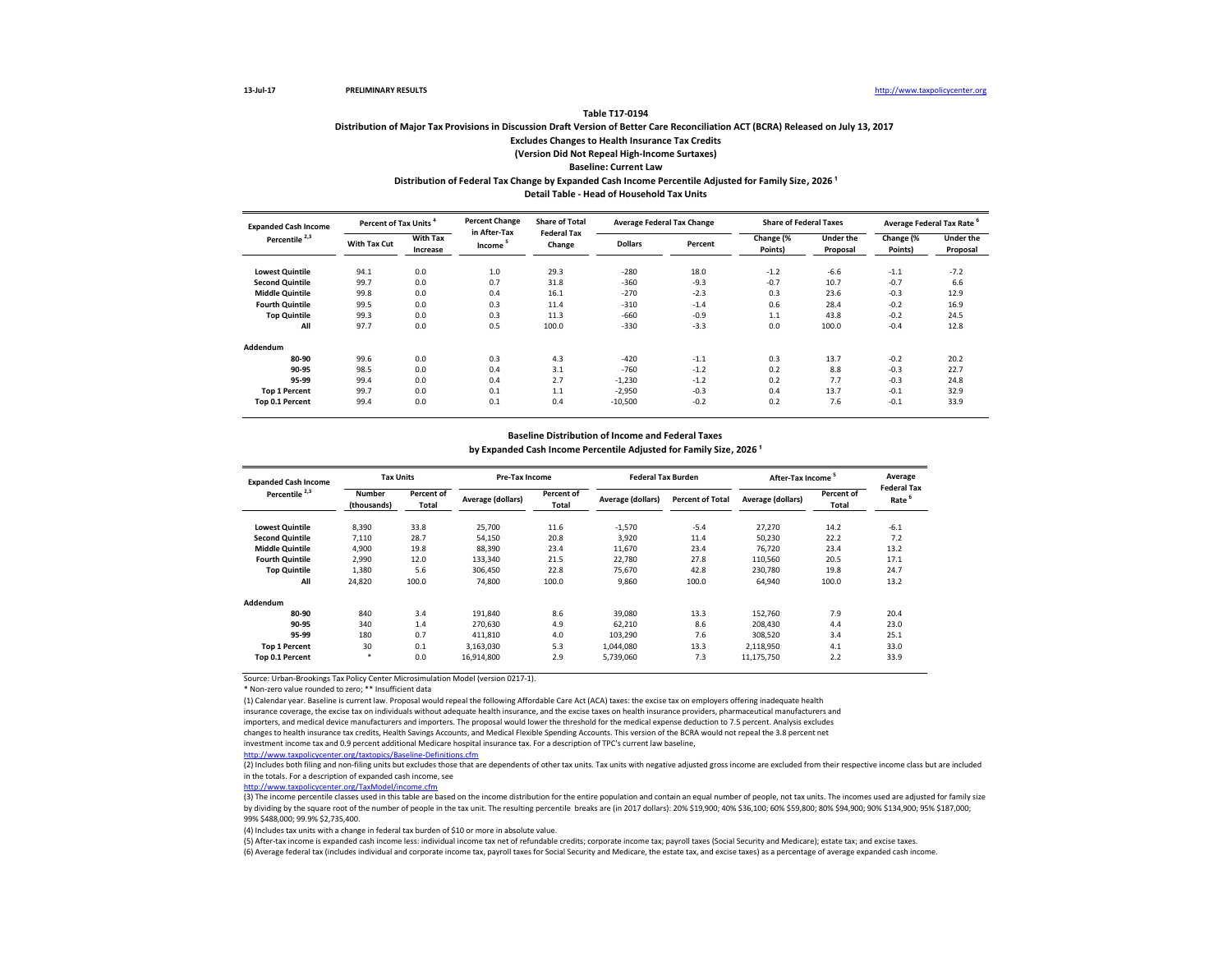13-Jul-17 PRELIMINARY RESULTS http://www.taxpolicycenter.org

**Table T17-0194**

**Distribution of Major Tax Provisions in Discussion Draft Version of Better Care Reconciliation ACT (BCRA) Released on July 13, 2017**

**Excludes Changes to Health Insurance Tax Credits**

**(Version Did Not Repeal High-Income Surtaxes)**

**Baseline: Current Law**

**Distribution of Federal Tax Change by Expanded Cash Income Percentile Adjusted for Family Size, 2026 [1]**

**Detail Table - Head of Household Tax Units**

| Expanded Cash Income Percentile [2,3] | Percent of Tax Units [4] | | Percent Change in After-Tax Income [5] | Share of Total Federal Tax Change | Average Federal Tax Change | | Share of Federal Taxes | | Average Federal Tax Rate [6] | |
|---|---|---|---|---|---|---|---|---|---|---|
| | With Tax Cut | With Tax Increase | | | Dollars | Percent | Change (% Points) | Under the Proposal | Change (% Points) | Under the Proposal |
| Lowest Quintile | 94.1 | 0.0 | 1.0 | 29.3 | -280 | 18.0 | -1.2 | -6.6 | -1.1 | -7.2 |
| Second Quintile | 99.7 | 0.0 | 0.7 | 31.8 | -360 | -9.3 | -0.7 | 10.7 | -0.7 | 6.6 |
| Middle Quintile | 99.8 | 0.0 | 0.4 | 16.1 | -270 | -2.3 | 0.3 | 23.6 | -0.3 | 12.9 |
| Fourth Quintile | 99.5 | 0.0 | 0.3 | 11.4 | -310 | -1.4 | 0.6 | 28.4 | -0.2 | 16.9 |
| Top Quintile | 99.3 | 0.0 | 0.3 | 11.3 | -660 | -0.9 | 1.1 | 43.8 | -0.2 | 24.5 |
| All | 97.7 | 0.0 | 0.5 | 100.0 | -330 | -3.3 | 0.0 | 100.0 | -0.4 | 12.8 |
| Addendum | | | | | | | | | | |
| 80-90 | 99.6 | 0.0 | 0.3 | 4.3 | -420 | -1.1 | 0.3 | 13.7 | -0.2 | 20.2 |
| 90-95 | 98.5 | 0.0 | 0.4 | 3.1 | -760 | -1.2 | 0.2 | 8.8 | -0.3 | 22.7 |
| 95-99 | 99.4 | 0.0 | 0.4 | 2.7 | -1,230 | -1.2 | 0.2 | 7.7 | -0.3 | 24.8 |
| Top 1 Percent | 99.7 | 0.0 | 0.1 | 1.1 | -2,950 | -0.3 | 0.4 | 13.7 | -0.1 | 32.9 |
| Top 0.1 Percent | 99.4 | 0.0 | 0.1 | 0.4 | -10,500 | -0.2 | 0.2 | 7.6 | -0.1 | 33.9 |

**Baseline Distribution of Income and Federal Taxes**

**by Expanded Cash Income Percentile Adjusted for Family Size, 2026 [1]**

| Expanded Cash Income Percentile [2,3] | Tax Units | | Pre-Tax Income | | Federal Tax Burden | | After-Tax Income [5] | | Average Federal Tax Rate [6] |
|---|---|---|---|---|---|---|---|---|---|
| | Number (thousands) | Percent of Total | Average (dollars) | Percent of Total | Average (dollars) | Percent of Total | Average (dollars) | Percent of Total | |
| Lowest Quintile | 8,390 | 33.8 | 25,700 | 11.6 | -1,570 | -5.4 | 27,270 | 14.2 | -6.1 |
| Second Quintile | 7,110 | 28.7 | 54,150 | 20.8 | 3,920 | 11.4 | 50,230 | 22.2 | 7.2 |
| Middle Quintile | 4,900 | 19.8 | 88,390 | 23.4 | 11,670 | 23.4 | 76,720 | 23.4 | 13.2 |
| Fourth Quintile | 2,990 | 12.0 | 133,340 | 21.5 | 22,780 | 27.8 | 110,560 | 20.5 | 17.1 |
| Top Quintile | 1,380 | 5.6 | 306,450 | 22.8 | 75,670 | 42.8 | 230,780 | 19.8 | 24.7 |
| All | 24,820 | 100.0 | 74,800 | 100.0 | 9,860 | 100.0 | 64,940 | 100.0 | 13.2 |
| Addendum | | | | | | | | | |
| 80-90 | 840 | 3.4 | 191,840 | 8.6 | 39,080 | 13.3 | 152,760 | 7.9 | 20.4 |
| 90-95 | 340 | 1.4 | 270,630 | 4.9 | 62,210 | 8.6 | 208,430 | 4.4 | 23.0 |
| 95-99 | 180 | 0.7 | 411,810 | 4.0 | 103,290 | 7.6 | 308,520 | 3.4 | 25.1 |
| Top 1 Percent | 30 | 0.1 | 3,163,030 | 5.3 | 1,044,080 | 13.3 | 2,118,950 | 4.1 | 33.0 |
| Top 0.1 Percent | * | 0.0 | 16,914,800 | 2.9 | 5,739,060 | 7.3 | 11,175,750 | 2.2 | 33.9 |

Source: Urban-Brookings Tax Policy Center Microsimulation Model (version 0217-1).

* Non-zero value rounded to zero; ** Insufficient data

(1) Calendar year. Baseline is current law. Proposal would repeal the following Affordable Care Act (ACA) taxes: the excise tax on employers offering inadequate health insurance coverage, the excise tax on individuals without adequate health insurance, and the excise taxes on health insurance providers, pharmaceutical manufacturers and importers, and medical device manufacturers and importers. The proposal would lower the threshold for the medical expense deduction to 7.5 percent. Analysis excludes changes to health insurance tax credits, Health Savings Accounts, and Medical Flexible Spending Accounts. This version of the BCRA would not repeal the 3.8 percent net investment income tax and 0.9 percent additional Medicare hospital insurance tax. For a description of TPC's current law baseline, http://www.taxpolicycenter.org/taxtopics/Baseline-Definitions.cfm

(2) Includes both filing and non-filing units but excludes those that are dependents of other tax units. Tax units with negative adjusted gross income are excluded from their respective income class but are included in the totals. For a description of expanded cash income, see http://www.taxpolicycenter.org/TaxModel/income.cfm

(3) The income percentile classes used in this table are based on the income distribution for the entire population and contain an equal number of people, not tax units. The incomes used are adjusted for family size by dividing by the square root of the number of people in the tax unit. The resulting percentile breaks are (in 2017 dollars): 20% $19,900; 40% $36,100; 60% $59,800; 80% $94,900; 90% $134,900; 95% $187,000; 99% $488,000; 99.9% $2,735,400.

(4) Includes tax units with a change in federal tax burden of $10 or more in absolute value.

(5) After-tax income is expanded cash income less: individual income tax net of refundable credits; corporate income tax; payroll taxes (Social Security and Medicare); estate tax; and excise taxes.

(6) Average federal tax (includes individual and corporate income tax, payroll taxes for Social Security and Medicare, the estate tax, and excise taxes) as a percentage of average expanded cash income.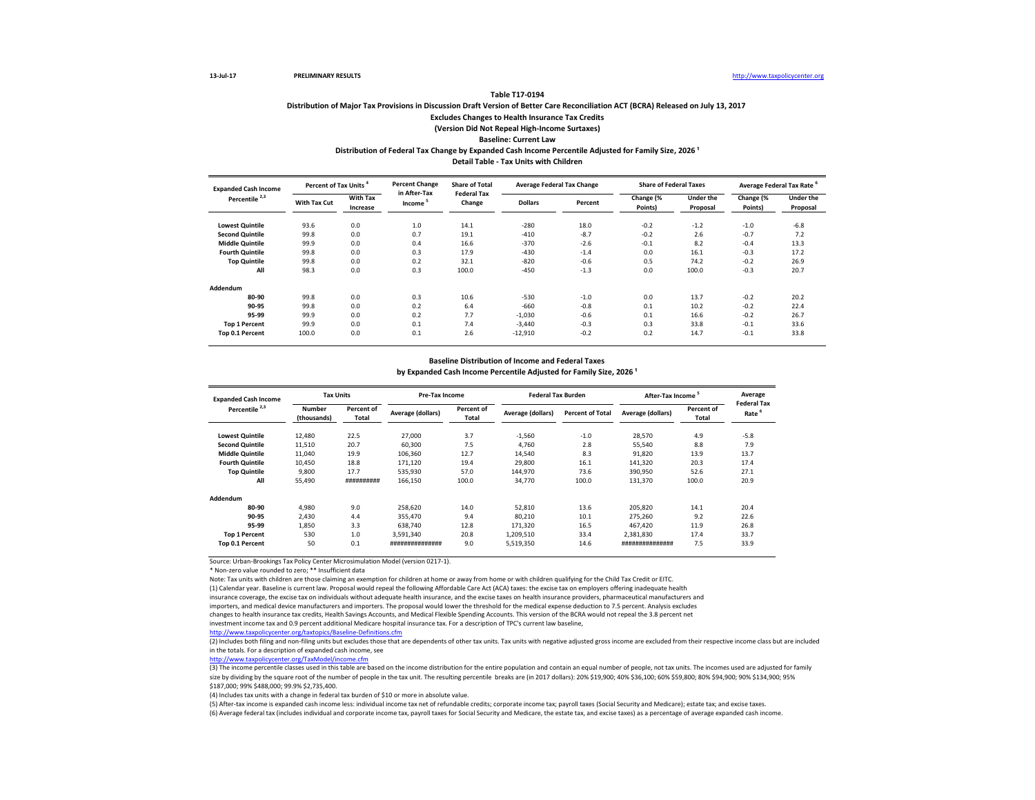13-Jul-17 PRELIMINARY RESULTS http://www.taxpolicycenter.org

**Table T17-0194**

**Distribution of Major Tax Provisions in Discussion Draft Version of Better Care Reconciliation ACT (BCRA) Released on July 13, 2017**

**Excludes Changes to Health Insurance Tax Credits**

**(Version Did Not Repeal High-Income Surtaxes)**

**Baseline: Current Law**

**Distribution of Federal Tax Change by Expanded Cash Income Percentile Adjusted for Family Size, 2026 [1]**

**Detail Table - Tax Units with Children**

| Expanded Cash Income Percentile [2,3] | Percent of Tax Units [4] | | Percent Change in After-Tax Income [5] | Share of Total Federal Tax Change | Average Federal Tax Change | | Share of Federal Taxes | | Average Federal Tax Rate [6] | |
|---|---|---|---|---|---|---|---|---|---|---|
| | With Tax Cut | With Tax Increase | | | Dollars | Percent | Change (% Points) | Under the Proposal | Change (% Points) | Under the Proposal |
| Lowest Quintile | 93.6 | 0.0 | 1.0 | 14.1 | -280 | 18.0 | -0.2 | -1.2 | -1.0 | -6.8 |
| Second Quintile | 99.8 | 0.0 | 0.7 | 19.1 | -410 | -8.7 | -0.2 | 2.6 | -0.7 | 7.2 |
| Middle Quintile | 99.9 | 0.0 | 0.4 | 16.6 | -370 | -2.6 | -0.1 | 8.2 | -0.4 | 13.3 |
| Fourth Quintile | 99.8 | 0.0 | 0.3 | 17.9 | -430 | -1.4 | 0.0 | 16.1 | -0.3 | 17.2 |
| Top Quintile | 99.8 | 0.0 | 0.2 | 32.1 | -820 | -0.6 | 0.5 | 74.2 | -0.2 | 26.9 |
| All | 98.3 | 0.0 | 0.3 | 100.0 | -450 | -1.3 | 0.0 | 100.0 | -0.3 | 20.7 |
| **Addendum** | | | | | | | | | | |
| 80-90 | 99.8 | 0.0 | 0.3 | 10.6 | -530 | -1.0 | 0.0 | 13.7 | -0.2 | 20.2 |
| 90-95 | 99.8 | 0.0 | 0.2 | 6.4 | -660 | -0.8 | 0.1 | 10.2 | -0.2 | 22.4 |
| 95-99 | 99.9 | 0.0 | 0.2 | 7.7 | -1,030 | -0.6 | 0.1 | 16.6 | -0.2 | 26.7 |
| Top 1 Percent | 99.9 | 0.0 | 0.1 | 7.4 | -3,440 | -0.3 | 0.3 | 33.8 | -0.1 | 33.6 |
| Top 0.1 Percent | 100.0 | 0.0 | 0.1 | 2.6 | -12,910 | -0.2 | 0.2 | 14.7 | -0.1 | 33.8 |

**Baseline Distribution of Income and Federal Taxes**

**by Expanded Cash Income Percentile Adjusted for Family Size, 2026 [1]**

| Expanded Cash Income Percentile [2,3] | Tax Units | | Pre-Tax Income | | Federal Tax Burden | | After-Tax Income [5] | | Average Federal Tax Rate [6] |
|---|---|---|---|---|---|---|---|---|---|
| | Number (thousands) | Percent of Total | Average (dollars) | Percent of Total | Average (dollars) | Percent of Total | Average (dollars) | Percent of Total | |
| Lowest Quintile | 12,480 | 22.5 | 27,000 | 3.7 | -1,560 | -1.0 | 28,570 | 4.9 | -5.8 |
| Second Quintile | 11,510 | 20.7 | 60,300 | 7.5 | 4,760 | 2.8 | 55,540 | 8.8 | 7.9 |
| Middle Quintile | 11,040 | 19.9 | 106,360 | 12.7 | 14,540 | 8.3 | 91,820 | 13.9 | 13.7 |
| Fourth Quintile | 10,450 | 18.8 | 171,120 | 19.4 | 29,800 | 16.1 | 141,320 | 20.3 | 17.4 |
| Top Quintile | 9,800 | 17.7 | 535,930 | 57.0 | 144,970 | 73.6 | 390,950 | 52.6 | 27.1 |
| All | 55,490 | ########## | 166,150 | 100.0 | 34,770 | 100.0 | 131,370 | 100.0 | 20.9 |
| **Addendum** | | | | | | | | | |
| 80-90 | 4,980 | 9.0 | 258,620 | 14.0 | 52,810 | 13.6 | 205,820 | 14.1 | 20.4 |
| 90-95 | 2,430 | 4.4 | 355,470 | 9.4 | 80,210 | 10.1 | 275,260 | 9.2 | 22.6 |
| 95-99 | 1,850 | 3.3 | 638,740 | 12.8 | 171,320 | 16.5 | 467,420 | 11.9 | 26.8 |
| Top 1 Percent | 530 | 1.0 | 3,591,340 | 20.8 | 1,209,510 | 33.4 | 2,381,830 | 17.4 | 33.7 |
| Top 0.1 Percent | 50 | 0.1 | ############### | 9.0 | 5,519,350 | 14.6 | ############### | 7.5 | 33.9 |

Source: Urban-Brookings Tax Policy Center Microsimulation Model (version 0217-1).

* Non-zero value rounded to zero; ** Insufficient data

Note: Tax units with children are those claiming an exemption for children at home or away from home or with children qualifying for the Child Tax Credit or EITC.

(1) Calendar year. Baseline is current law. Proposal would repeal the following Affordable Care Act (ACA) taxes: the excise tax on employers offering inadequate health insurance coverage, the excise tax on individuals without adequate health insurance, and the excise taxes on health insurance providers, pharmaceutical manufacturers and importers, and medical device manufacturers and importers. The proposal would lower the threshold for the medical expense deduction to 7.5 percent. Analysis excludes changes to health insurance tax credits, Health Savings Accounts, and Medical Flexible Spending Accounts. This version of the BCRA would not repeal the 3.8 percent net investment income tax and 0.9 percent additional Medicare hospital insurance tax. For a description of TPC's current law baseline,

http://www.taxpolicycenter.org/taxtopics/Baseline-Definitions.cfm

(2) Includes both filing and non-filing units but excludes those that are dependents of other tax units. Tax units with negative adjusted gross income are excluded from their respective income class but are included in the totals. For a description of expanded cash income, see

http://www.taxpolicycenter.org/TaxModel/income.cfm

(3) The income percentile classes used in this table are based on the income distribution for the entire population and contain an equal number of people, not tax units. The incomes used are adjusted for family size by dividing by the square root of the number of people in the tax unit. The resulting percentile breaks are (in 2017 dollars): 20% $19,900; 40% $36,100; 60% $59,800; 80% $94,900; 90% $134,900; 95% $187,000; 99% $488,000; 99.9% $2,735,400.

(4) Includes tax units with a change in federal tax burden of $10 or more in absolute value.

(5) After-tax income is expanded cash income less: individual income tax net of refundable credits; corporate income tax; payroll taxes (Social Security and Medicare); estate tax; and excise taxes.

(6) Average federal tax (includes individual and corporate income tax, payroll taxes for Social Security and Medicare, the estate tax, and excise taxes) as a percentage of average expanded cash income.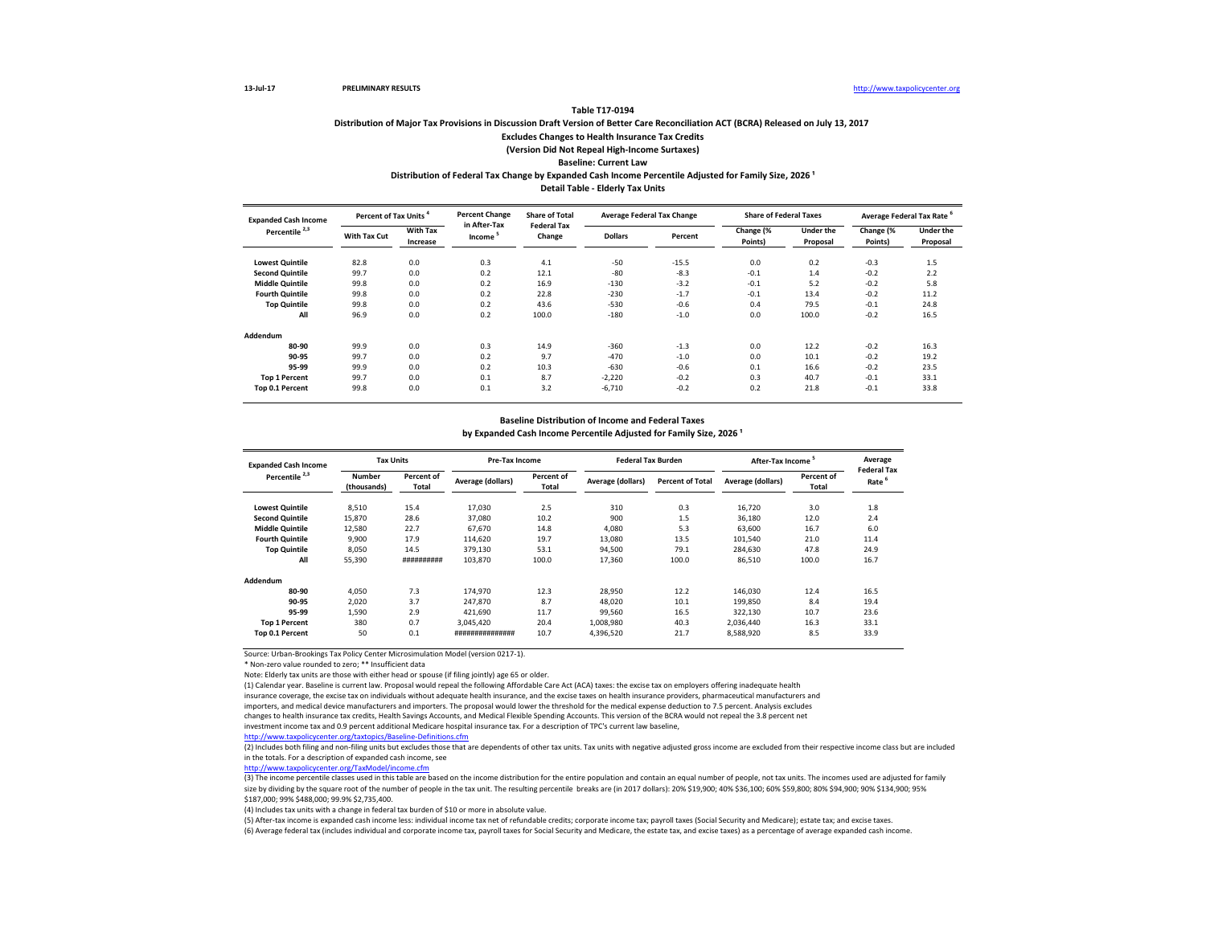13-Jul-17 **PRELIMINARY RESULTS** http://www.taxpolicycenter.org

**Table T17-0194**

**Distribution of Major Tax Provisions in Discussion Draft Version of Better Care Reconciliation ACT (BCRA) Released on July 13, 2017**

**Excludes Changes to Health Insurance Tax Credits**

**(Version Did Not Repeal High-Income Surtaxes)**

**Baseline: Current Law**

**Distribution of Federal Tax Change by Expanded Cash Income Percentile Adjusted for Family Size, 2026 [1]**

**Detail Table - Elderly Tax Units**

| Expanded Cash Income Percentile [2,3] | Percent of Tax Units [4] | | Percent Change in After-Tax Income [5] | Share of Total Federal Tax Change | Average Federal Tax Change | | Share of Federal Taxes | | Average Federal Tax Rate [6] | |
|---|---|---|---|---|---|---|---|---|---|---|
| | With Tax Cut | With Tax Increase | | | Dollars | Percent | Change (% Points) | Under the Proposal | Change (% Points) | Under the Proposal |
| Lowest Quintile | 82.8 | 0.0 | 0.3 | 4.1 | -50 | -15.5 | 0.0 | 0.2 | -0.3 | 1.5 |
| Second Quintile | 99.7 | 0.0 | 0.2 | 12.1 | -80 | -8.3 | -0.1 | 1.4 | -0.2 | 2.2 |
| Middle Quintile | 99.8 | 0.0 | 0.2 | 16.9 | -130 | -3.2 | -0.1 | 5.2 | -0.2 | 5.8 |
| Fourth Quintile | 99.8 | 0.0 | 0.2 | 22.8 | -230 | -1.7 | -0.1 | 13.4 | -0.2 | 11.2 |
| Top Quintile | 99.8 | 0.0 | 0.2 | 43.6 | -530 | -0.6 | 0.4 | 79.5 | -0.1 | 24.8 |
| All | 96.9 | 0.0 | 0.2 | 100.0 | -180 | -1.0 | 0.0 | 100.0 | -0.2 | 16.5 |
| **Addendum** | | | | | | | | | | |
| 80-90 | 99.9 | 0.0 | 0.3 | 14.9 | -360 | -1.3 | 0.0 | 12.2 | -0.2 | 16.3 |
| 90-95 | 99.7 | 0.0 | 0.2 | 9.7 | -470 | -1.0 | 0.0 | 10.1 | -0.2 | 19.2 |
| 95-99 | 99.9 | 0.0 | 0.2 | 10.3 | -630 | -0.6 | 0.1 | 16.6 | -0.2 | 23.5 |
| Top 1 Percent | 99.7 | 0.0 | 0.1 | 8.7 | -2,220 | -0.2 | 0.3 | 40.7 | -0.1 | 33.1 |
| Top 0.1 Percent | 99.8 | 0.0 | 0.1 | 3.2 | -6,710 | -0.2 | 0.2 | 21.8 | -0.1 | 33.8 |

**Baseline Distribution of Income and Federal Taxes**

**by Expanded Cash Income Percentile Adjusted for Family Size, 2026 [1]**

| Expanded Cash Income Percentile [2,3] | Tax Units | | Pre-Tax Income | | Federal Tax Burden | | After-Tax Income [5] | | Average Federal Tax Rate [6] |
|---|---|---|---|---|---|---|---|---|---|
| | Number (thousands) | Percent of Total | Average (dollars) | Percent of Total | Average (dollars) | Percent of Total | Average (dollars) | Percent of Total | |
| Lowest Quintile | 8,510 | 15.4 | 17,030 | 2.5 | 310 | 0.3 | 16,720 | 3.0 | 1.8 |
| Second Quintile | 15,870 | 28.6 | 37,080 | 10.2 | 900 | 1.5 | 36,180 | 12.0 | 2.4 |
| Middle Quintile | 12,580 | 22.7 | 67,670 | 14.8 | 4,080 | 5.3 | 63,600 | 16.7 | 6.0 |
| Fourth Quintile | 9,900 | 17.9 | 114,620 | 19.7 | 13,080 | 13.5 | 101,540 | 21.0 | 11.4 |
| Top Quintile | 8,050 | 14.5 | 379,130 | 53.1 | 94,500 | 79.1 | 284,630 | 47.8 | 24.9 |
| All | 55,390 | ########## | 103,870 | 100.0 | 17,360 | 100.0 | 86,510 | 100.0 | 16.7 |
| **Addendum** | | | | | | | | | |
| 80-90 | 4,050 | 7.3 | 174,970 | 12.3 | 28,950 | 12.2 | 146,030 | 12.4 | 16.5 |
| 90-95 | 2,020 | 3.7 | 247,870 | 8.7 | 48,020 | 10.1 | 199,850 | 8.4 | 19.4 |
| 95-99 | 1,590 | 2.9 | 421,690 | 11.7 | 99,560 | 16.5 | 322,130 | 10.7 | 23.6 |
| Top 1 Percent | 380 | 0.7 | 3,045,420 | 20.4 | 1,008,980 | 40.3 | 2,036,440 | 16.3 | 33.1 |
| Top 0.1 Percent | 50 | 0.1 | ############### | 10.7 | 4,396,520 | 21.7 | 8,588,920 | 8.5 | 33.9 |

Source: Urban-Brookings Tax Policy Center Microsimulation Model (version 0217-1).

\* Non-zero value rounded to zero; ** Insufficient data

Note: Elderly tax units are those with either head or spouse (if filing jointly) age 65 or older.

(1) Calendar year. Baseline is current law. Proposal would repeal the following Affordable Care Act (ACA) taxes: the excise tax on employers offering inadequate health insurance coverage, the excise tax on individuals without adequate health insurance, and the excise taxes on health insurance providers, pharmaceutical manufacturers and importers, and medical device manufacturers and importers. The proposal would lower the threshold for the medical expense deduction to 7.5 percent. Analysis excludes changes to health insurance tax credits, Health Savings Accounts, and Medical Flexible Spending Accounts. This version of the BCRA would not repeal the 3.8 percent net investment income tax and 0.9 percent additional Medicare hospital insurance tax. For a description of TPC's current law baseline, http://www.taxpolicycenter.org/taxtopics/Baseline-Definitions.cfm

(2) Includes both filing and non-filing units but excludes those that are dependents of other tax units. Tax units with negative adjusted gross income are excluded from their respective income class but are included in the totals. For a description of expanded cash income, see http://www.taxpolicycenter.org/TaxModel/income.cfm

(3) The income percentile classes used in this table are based on the income distribution for the entire population and contain an equal number of people, not tax units. The incomes used are adjusted for family size by dividing by the square root of the number of people in the tax unit. The resulting percentile breaks are (in 2017 dollars): 20% $19,900; 40% $36,100; 60% $59,800; 80% $94,900; 90% $134,900; 95% $187,000; 99% $488,000; 99.9% $2,735,400.

(4) Includes tax units with a change in federal tax burden of $10 or more in absolute value.

(5) After-tax income is expanded cash income less: individual income tax net of refundable credits; corporate income tax; payroll taxes (Social Security and Medicare); estate tax; and excise taxes.

(6) Average federal tax (includes individual and corporate income tax, payroll taxes for Social Security and Medicare, the estate tax, and excise taxes) as a percentage of average expanded cash income.